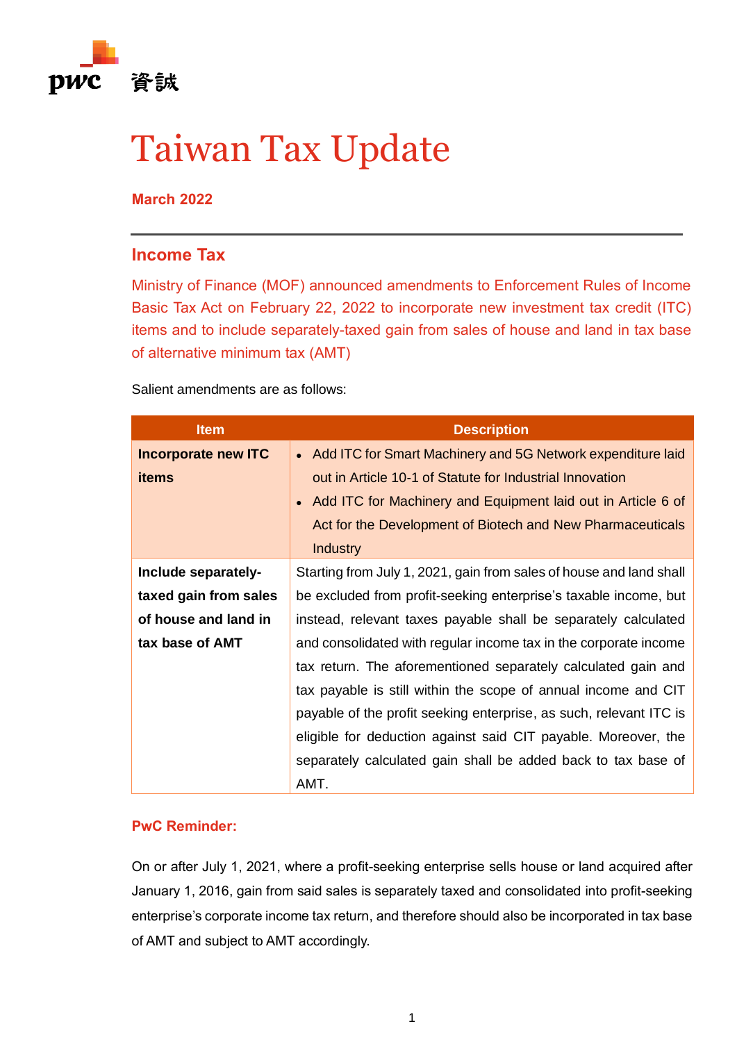pwc 資誠

# Taiwan Tax Update

**March 2022**

## Income Tax

### Ministry of Finance (MOF) announced amendments to Enforcement Rules of Income Basic Tax Act on February 22, 2022 to incorporate new investment tax credit (ITC) items and to include separately-taxed gain from sales of house and land in tax base of alternative minimum tax (AMT)

Salient amendments are as follows:

| Item | Description |
|---|---|
| **Incorporate new ITC items** | • Add ITC for Smart Machinery and 5G Network expenditure laid out in Article 10-1 of Statute for Industrial Innovation<br>• Add ITC for Machinery and Equipment laid out in Article 6 of Act for the Development of Biotech and New Pharmaceuticals Industry |
| **Include separately-taxed gain from sales of house and land in tax base of AMT** | Starting from July 1, 2021, gain from sales of house and land shall be excluded from profit-seeking enterprise's taxable income, but instead, relevant taxes payable shall be separately calculated and consolidated with regular income tax in the corporate income tax return. The aforementioned separately calculated gain and tax payable is still within the scope of annual income and CIT payable of the profit seeking enterprise, as such, relevant ITC is eligible for deduction against said CIT payable. Moreover, the separately calculated gain shall be added back to tax base of AMT. |

**PwC Reminder:**

On or after July 1, 2021, where a profit-seeking enterprise sells house or land acquired after January 1, 2016, gain from said sales is separately taxed and consolidated into profit-seeking enterprise's corporate income tax return, and therefore should also be incorporated in tax base of AMT and subject to AMT accordingly.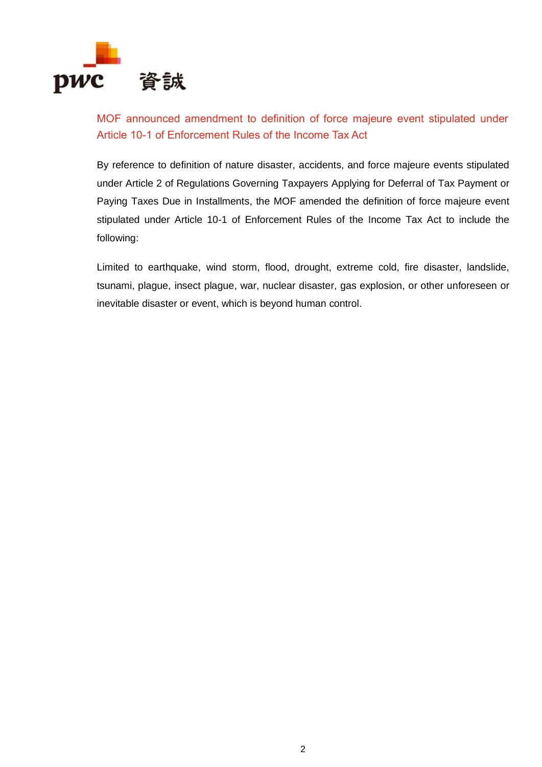## MOF announced amendment to definition of force majeure event stipulated under Article 10-1 of Enforcement Rules of the Income Tax Act

By reference to definition of nature disaster, accidents, and force majeure events stipulated under Article 2 of Regulations Governing Taxpayers Applying for Deferral of Tax Payment or Paying Taxes Due in Installments, the MOF amended the definition of force majeure event stipulated under Article 10-1 of Enforcement Rules of the Income Tax Act to include the following:

Limited to earthquake, wind storm, flood, drought, extreme cold, fire disaster, landslide, tsunami, plague, insect plague, war, nuclear disaster, gas explosion, or other unforeseen or inevitable disaster or event, which is beyond human control.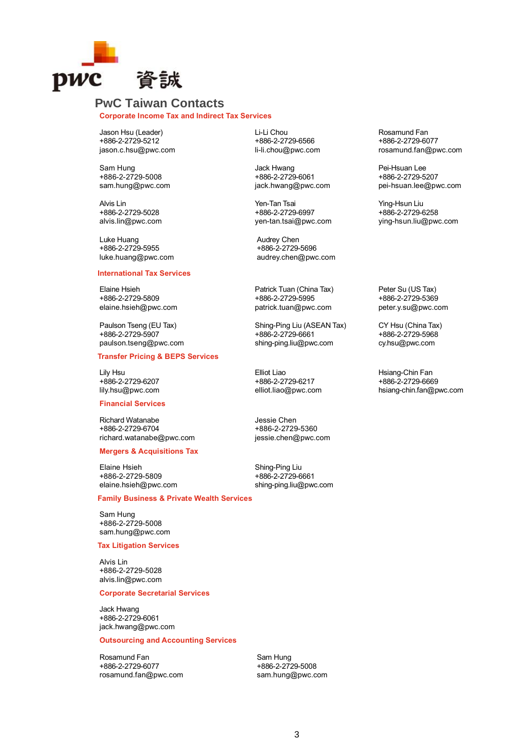pwc 資誠

# PwC Taiwan Contacts

## Corporate Income Tax and Indirect Tax Services

Jason Hsu (Leader)
+886-2-2729-5212
jason.c.hsu@pwc.com

Li-Li Chou
+886-2-2729-6566
li-li.chou@pwc.com

Rosamund Fan
+886-2-2729-6077
rosamund.fan@pwc.com

Sam Hung
+886-2-2729-5008
sam.hung@pwc.com

Jack Hwang
+886-2-2729-6061
jack.hwang@pwc.com

Pei-Hsuan Lee
+886-2-2729-5207
pei-hsuan.lee@pwc.com

Alvis Lin
+886-2-2729-5028
alvis.lin@pwc.com

Yen-Tan Tsai
+886-2-2729-6997
yen-tan.tsai@pwc.com

Ying-Hsun Liu
+886-2-2729-6258
ying-hsun.liu@pwc.com

Luke Huang
+886-2-2729-5955
luke.huang@pwc.com

Audrey Chen
+886-2-2729-5696
audrey.chen@pwc.com

## International Tax Services

Elaine Hsieh
+886-2-2729-5809
elaine.hsieh@pwc.com

Patrick Tuan (China Tax)
+886-2-2729-5995
patrick.tuan@pwc.com

Peter Su (US Tax)
+886-2-2729-5369
peter.y.su@pwc.com

Paulson Tseng (EU Tax)
+886-2-2729-5907
paulson.tseng@pwc.com

Shing-Ping Liu (ASEAN Tax)
+886-2-2729-6661
shing-ping.liu@pwc.com

CY Hsu (China Tax)
+886-2-2729-5968
cy.hsu@pwc.com

## Transfer Pricing & BEPS Services

Lily Hsu
+886-2-2729-6207
lily.hsu@pwc.com

Elliot Liao
+886-2-2729-6217
elliot.liao@pwc.com

Hsiang-Chin Fan
+886-2-2729-6669
hsiang-chin.fan@pwc.com

## Financial Services

Richard Watanabe
+886-2-2729-6704
richard.watanabe@pwc.com

Jessie Chen
+886-2-2729-5360
jessie.chen@pwc.com

## Mergers & Acquisitions Tax

Elaine Hsieh
+886-2-2729-5809
elaine.hsieh@pwc.com

Shing-Ping Liu
+886-2-2729-6661
shing-ping.liu@pwc.com

## Family Business & Private Wealth Services

Sam Hung
+886-2-2729-5008
sam.hung@pwc.com

## Tax Litigation Services

Alvis Lin
+886-2-2729-5028
alvis.lin@pwc.com

## Corporate Secretarial Services

Jack Hwang
+886-2-2729-6061
jack.hwang@pwc.com

## Outsourcing and Accounting Services

Rosamund Fan
+886-2-2729-6077
rosamund.fan@pwc.com

Sam Hung
+886-2-2729-5008
sam.hung@pwc.com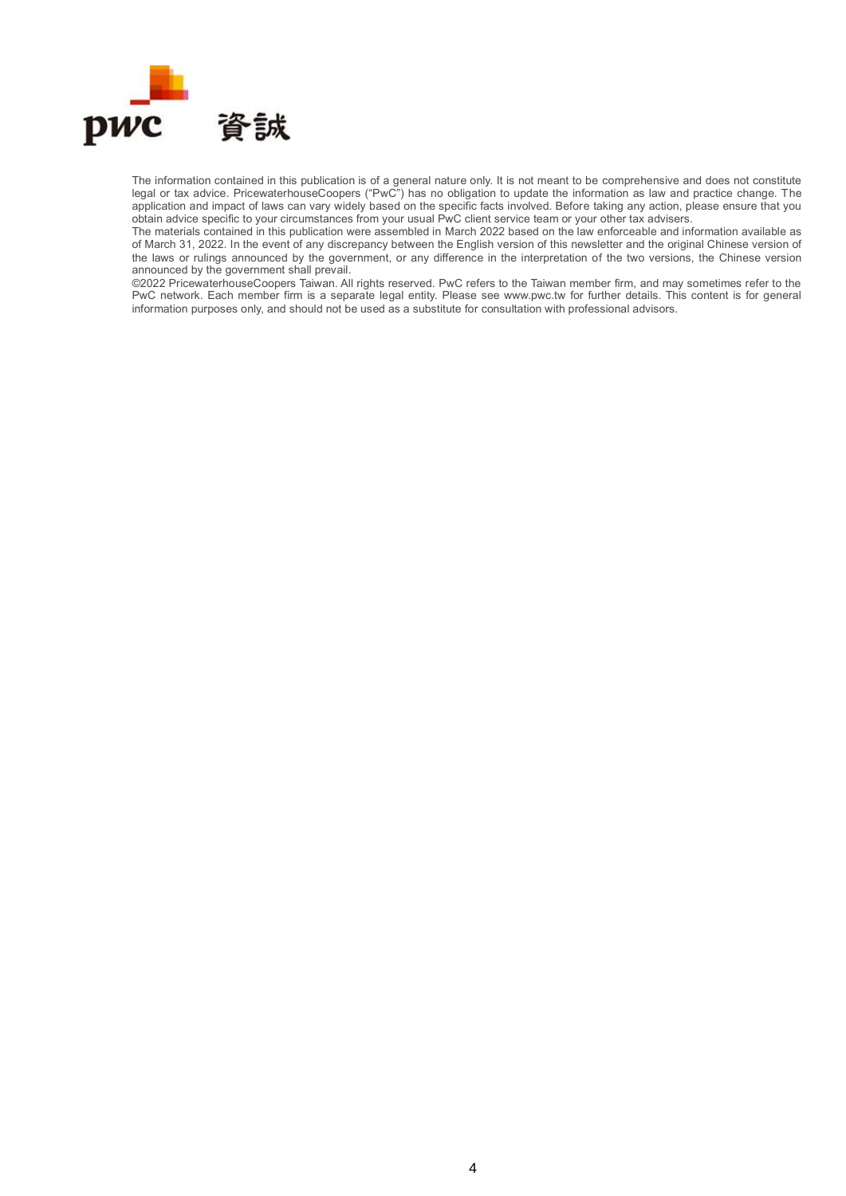pwc 資誠

The information contained in this publication is of a general nature only. It is not meant to be comprehensive and does not constitute legal or tax advice. PricewaterhouseCoopers ("PwC") has no obligation to update the information as law and practice change. The application and impact of laws can vary widely based on the specific facts involved. Before taking any action, please ensure that you obtain advice specific to your circumstances from your usual PwC client service team or your other tax advisers.

The materials contained in this publication were assembled in March 2022 based on the law enforceable and information available as of March 31, 2022. In the event of any discrepancy between the English version of this newsletter and the original Chinese version of the laws or rulings announced by the government, or any difference in the interpretation of the two versions, the Chinese version announced by the government shall prevail.

©2022 PricewaterhouseCoopers Taiwan. All rights reserved. PwC refers to the Taiwan member firm, and may sometimes refer to the PwC network. Each member firm is a separate legal entity. Please see www.pwc.tw for further details. This content is for general information purposes only, and should not be used as a substitute for consultation with professional advisors.